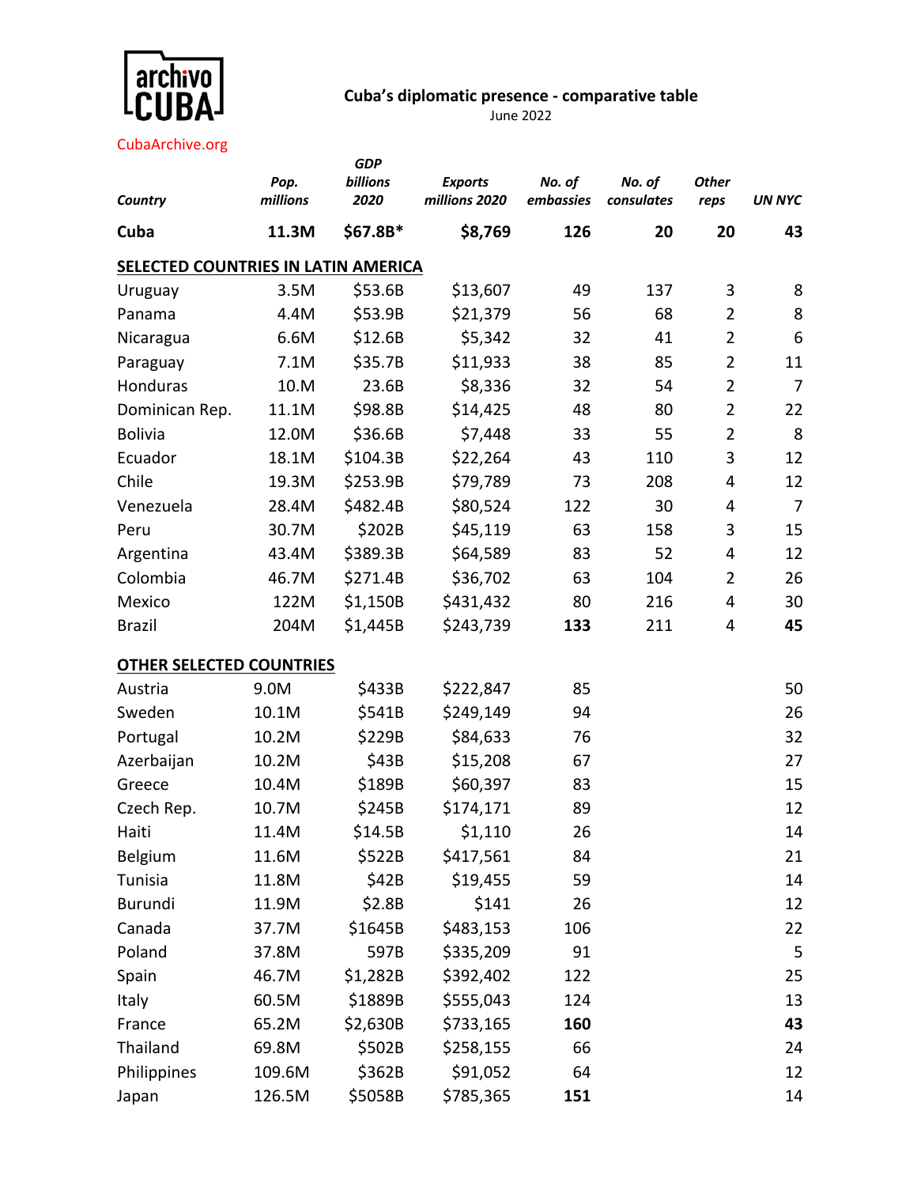archivo CUBA

CubaArchive.org

# Cuba's diplomatic presence - comparative table

June 2022

| *Country* | *Pop. millions* | *GDP billions 2020* | *Exports millions 2020* | *No. of embassies* | *No. of consulates* | *Other reps* | *UN NYC* |
|---|---|---|---|---|---|---|---|
| **Cuba** | **11.3M** | **$67.8B*** | **$8,769** | **126** | **20** | **20** | **43** |
| **SELECTED COUNTRIES IN LATIN AMERICA** | | | | | | | |
| Uruguay | 3.5M | $53.6B | $13,607 | 49 | 137 | 3 | 8 |
| Panama | 4.4M | $53.9B | $21,379 | 56 | 68 | 2 | 8 |
| Nicaragua | 6.6M | $12.6B | $5,342 | 32 | 41 | 2 | 6 |
| Paraguay | 7.1M | $35.7B | $11,933 | 38 | 85 | 2 | 11 |
| Honduras | 10.M | 23.6B | $8,336 | 32 | 54 | 2 | 7 |
| Dominican Rep. | 11.1M | $98.8B | $14,425 | 48 | 80 | 2 | 22 |
| Bolivia | 12.0M | $36.6B | $7,448 | 33 | 55 | 2 | 8 |
| Ecuador | 18.1M | $104.3B | $22,264 | 43 | 110 | 3 | 12 |
| Chile | 19.3M | $253.9B | $79,789 | 73 | 208 | 4 | 12 |
| Venezuela | 28.4M | $482.4B | $80,524 | 122 | 30 | 4 | 7 |
| Peru | 30.7M | $202B | $45,119 | 63 | 158 | 3 | 15 |
| Argentina | 43.4M | $389.3B | $64,589 | 83 | 52 | 4 | 12 |
| Colombia | 46.7M | $271.4B | $36,702 | 63 | 104 | 2 | 26 |
| Mexico | 122M | $1,150B | $431,432 | 80 | 216 | 4 | 30 |
| Brazil | 204M | $1,445B | $243,739 | **133** | 211 | 4 | **45** |
| **OTHER SELECTED COUNTRIES** | | | | | | | |
| Austria | 9.0M | $433B | $222,847 | 85 | | | 50 |
| Sweden | 10.1M | $541B | $249,149 | 94 | | | 26 |
| Portugal | 10.2M | $229B | $84,633 | 76 | | | 32 |
| Azerbaijan | 10.2M | $43B | $15,208 | 67 | | | 27 |
| Greece | 10.4M | $189B | $60,397 | 83 | | | 15 |
| Czech Rep. | 10.7M | $245B | $174,171 | 89 | | | 12 |
| Haiti | 11.4M | $14.5B | $1,110 | 26 | | | 14 |
| Belgium | 11.6M | $522B | $417,561 | 84 | | | 21 |
| Tunisia | 11.8M | $42B | $19,455 | 59 | | | 14 |
| Burundi | 11.9M | $2.8B | $141 | 26 | | | 12 |
| Canada | 37.7M | $1645B | $483,153 | 106 | | | 22 |
| Poland | 37.8M | 597B | $335,209 | 91 | | | 5 |
| Spain | 46.7M | $1,282B | $392,402 | 122 | | | 25 |
| Italy | 60.5M | $1889B | $555,043 | 124 | | | 13 |
| France | 65.2M | $2,630B | $733,165 | **160** | | | **43** |
| Thailand | 69.8M | $502B | $258,155 | 66 | | | 24 |
| Philippines | 109.6M | $362B | $91,052 | 64 | | | 12 |
| Japan | 126.5M | $5058B | $785,365 | **151** | | | 14 |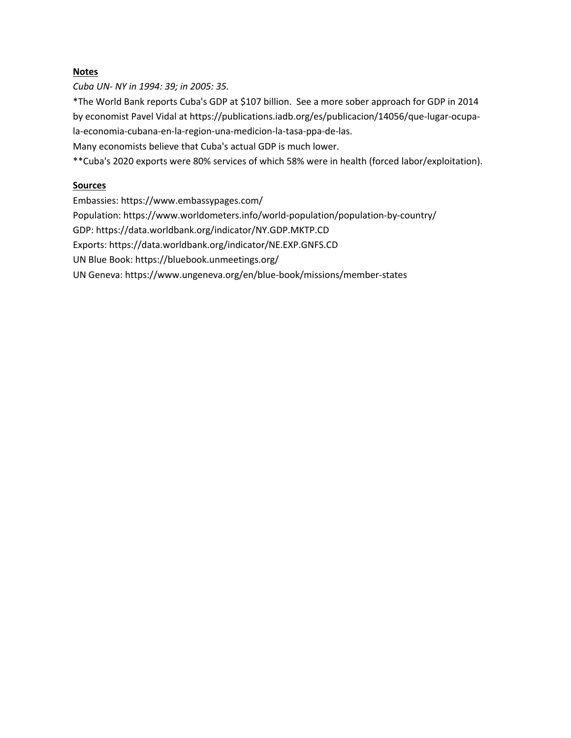**Notes**

*Cuba UN- NY in 1994: 39; in 2005: 35.*

*The World Bank reports Cuba's GDP at $107 billion. See a more sober approach for GDP in 2014 by economist Pavel Vidal at https://publications.iadb.org/es/publicacion/14056/que-lugar-ocupa-la-economia-cubana-en-la-region-una-medicion-la-tasa-ppa-de-las.

Many economists believe that Cuba's actual GDP is much lower.

**Cuba's 2020 exports were 80% services of which 58% were in health (forced labor/exploitation).

**Sources**

Embassies: https://www.embassypages.com/

Population: https://www.worldometers.info/world-population/population-by-country/

GDP: https://data.worldbank.org/indicator/NY.GDP.MKTP.CD

Exports: https://data.worldbank.org/indicator/NE.EXP.GNFS.CD

UN Blue Book: https://bluebook.unmeetings.org/

UN Geneva: https://www.ungeneva.org/en/blue-book/missions/member-states